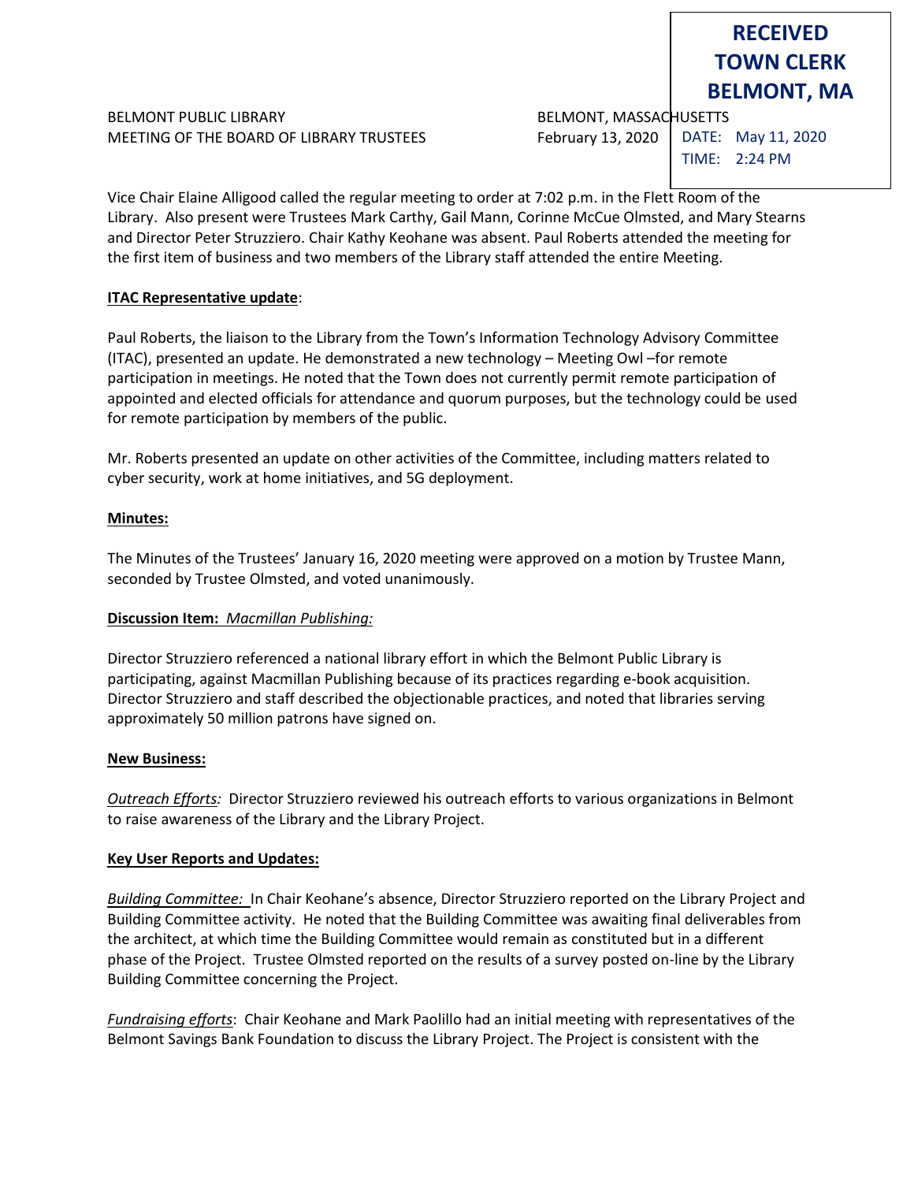**RECEIVED**
**TOWN CLERK**
**BELMONT, MA**

DATE: May 11, 2020
TIME: 2:24 PM

BELMONT PUBLIC LIBRARY — BELMONT, MASSACHUSETTS

MEETING OF THE BOARD OF LIBRARY TRUSTEES — February 13, 2020

Vice Chair Elaine Alligood called the regular meeting to order at 7:02 p.m. in the Flett Room of the Library. Also present were Trustees Mark Carthy, Gail Mann, Corinne McCue Olmsted, and Mary Stearns and Director Peter Struzziero. Chair Kathy Keohane was absent. Paul Roberts attended the meeting for the first item of business and two members of the Library staff attended the entire Meeting.

**ITAC Representative update**:

Paul Roberts, the liaison to the Library from the Town's Information Technology Advisory Committee (ITAC), presented an update. He demonstrated a new technology – Meeting Owl –for remote participation in meetings. He noted that the Town does not currently permit remote participation of appointed and elected officials for attendance and quorum purposes, but the technology could be used for remote participation by members of the public.

Mr. Roberts presented an update on other activities of the Committee, including matters related to cyber security, work at home initiatives, and 5G deployment.

**Minutes:**

The Minutes of the Trustees' January 16, 2020 meeting were approved on a motion by Trustee Mann, seconded by Trustee Olmsted, and voted unanimously.

**Discussion Item:** *Macmillan Publishing:*

Director Struzziero referenced a national library effort in which the Belmont Public Library is participating, against Macmillan Publishing because of its practices regarding e-book acquisition. Director Struzziero and staff described the objectionable practices, and noted that libraries serving approximately 50 million patrons have signed on.

**New Business:**

*Outreach Efforts:* Director Struzziero reviewed his outreach efforts to various organizations in Belmont to raise awareness of the Library and the Library Project.

**Key User Reports and Updates:**

*Building Committee:* In Chair Keohane's absence, Director Struzziero reported on the Library Project and Building Committee activity. He noted that the Building Committee was awaiting final deliverables from the architect, at which time the Building Committee would remain as constituted but in a different phase of the Project. Trustee Olmsted reported on the results of a survey posted on-line by the Library Building Committee concerning the Project.

*Fundraising efforts*: Chair Keohane and Mark Paolillo had an initial meeting with representatives of the Belmont Savings Bank Foundation to discuss the Library Project. The Project is consistent with the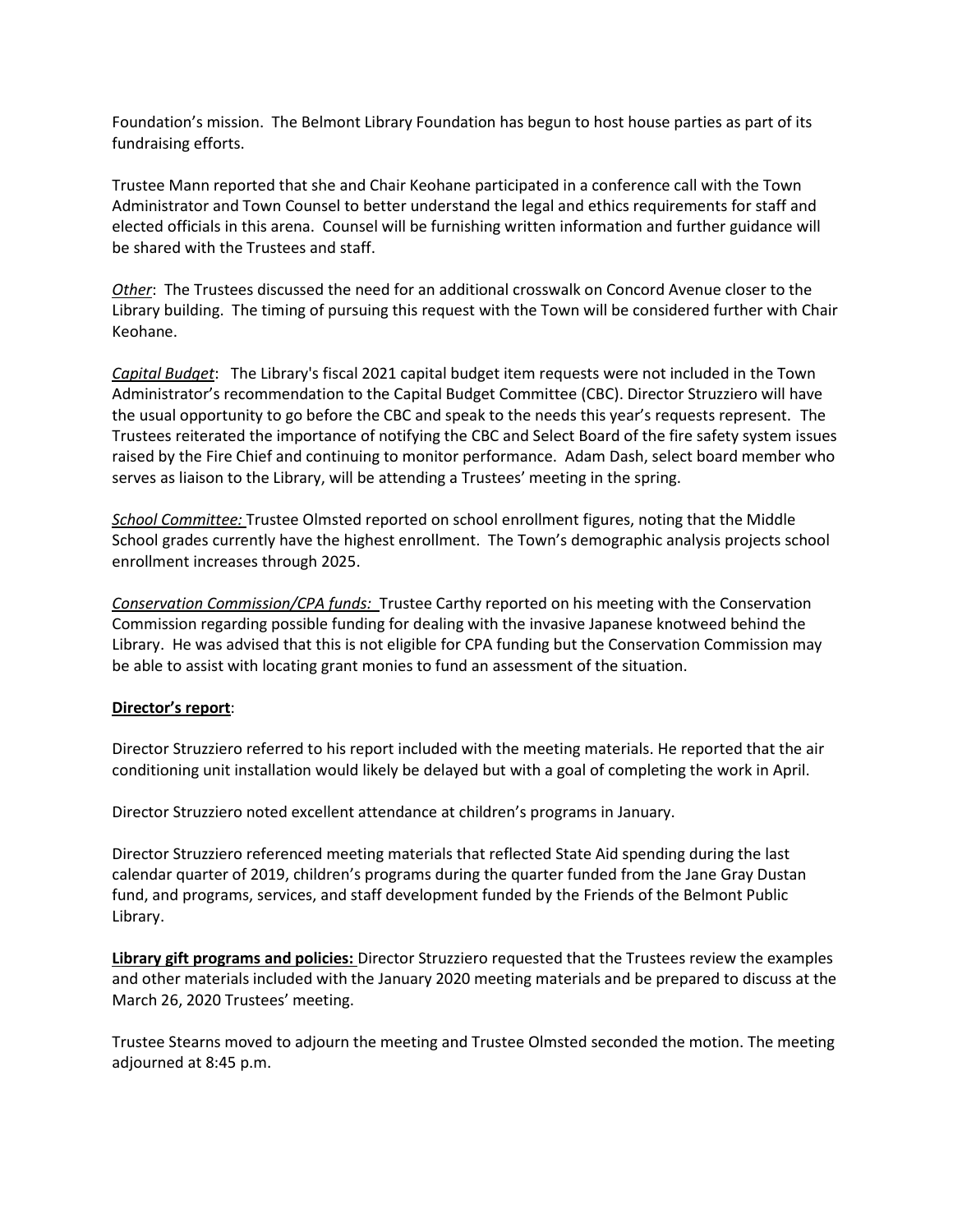Foundation's mission. The Belmont Library Foundation has begun to host house parties as part of its fundraising efforts.

Trustee Mann reported that she and Chair Keohane participated in a conference call with the Town Administrator and Town Counsel to better understand the legal and ethics requirements for staff and elected officials in this arena. Counsel will be furnishing written information and further guidance will be shared with the Trustees and staff.

*Other*: The Trustees discussed the need for an additional crosswalk on Concord Avenue closer to the Library building. The timing of pursuing this request with the Town will be considered further with Chair Keohane.

*Capital Budget*: The Library's fiscal 2021 capital budget item requests were not included in the Town Administrator's recommendation to the Capital Budget Committee (CBC). Director Struzziero will have the usual opportunity to go before the CBC and speak to the needs this year's requests represent. The Trustees reiterated the importance of notifying the CBC and Select Board of the fire safety system issues raised by the Fire Chief and continuing to monitor performance. Adam Dash, select board member who serves as liaison to the Library, will be attending a Trustees' meeting in the spring.

*School Committee:* Trustee Olmsted reported on school enrollment figures, noting that the Middle School grades currently have the highest enrollment. The Town's demographic analysis projects school enrollment increases through 2025.

*Conservation Commission/CPA funds:* Trustee Carthy reported on his meeting with the Conservation Commission regarding possible funding for dealing with the invasive Japanese knotweed behind the Library. He was advised that this is not eligible for CPA funding but the Conservation Commission may be able to assist with locating grant monies to fund an assessment of the situation.

**Director's report**:

Director Struzziero referred to his report included with the meeting materials. He reported that the air conditioning unit installation would likely be delayed but with a goal of completing the work in April.

Director Struzziero noted excellent attendance at children's programs in January.

Director Struzziero referenced meeting materials that reflected State Aid spending during the last calendar quarter of 2019, children's programs during the quarter funded from the Jane Gray Dustan fund, and programs, services, and staff development funded by the Friends of the Belmont Public Library.

**Library gift programs and policies:** Director Struzziero requested that the Trustees review the examples and other materials included with the January 2020 meeting materials and be prepared to discuss at the March 26, 2020 Trustees' meeting.

Trustee Stearns moved to adjourn the meeting and Trustee Olmsted seconded the motion. The meeting adjourned at 8:45 p.m.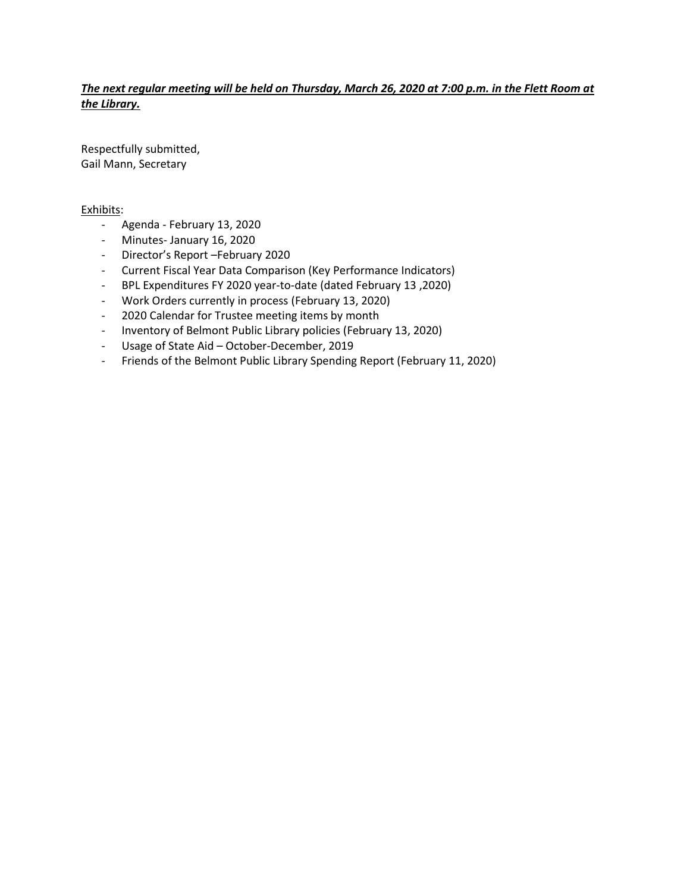***The next regular meeting will be held on Thursday, March 26, 2020 at 7:00 p.m. in the Flett Room at the Library.***

Respectfully submitted,
Gail Mann, Secretary

Exhibits:

- Agenda - February 13, 2020
- Minutes- January 16, 2020
- Director's Report –February 2020
- Current Fiscal Year Data Comparison (Key Performance Indicators)
- BPL Expenditures FY 2020 year-to-date (dated February 13 ,2020)
- Work Orders currently in process (February 13, 2020)
- 2020 Calendar for Trustee meeting items by month
- Inventory of Belmont Public Library policies (February 13, 2020)
- Usage of State Aid – October-December, 2019
- Friends of the Belmont Public Library Spending Report (February 11, 2020)